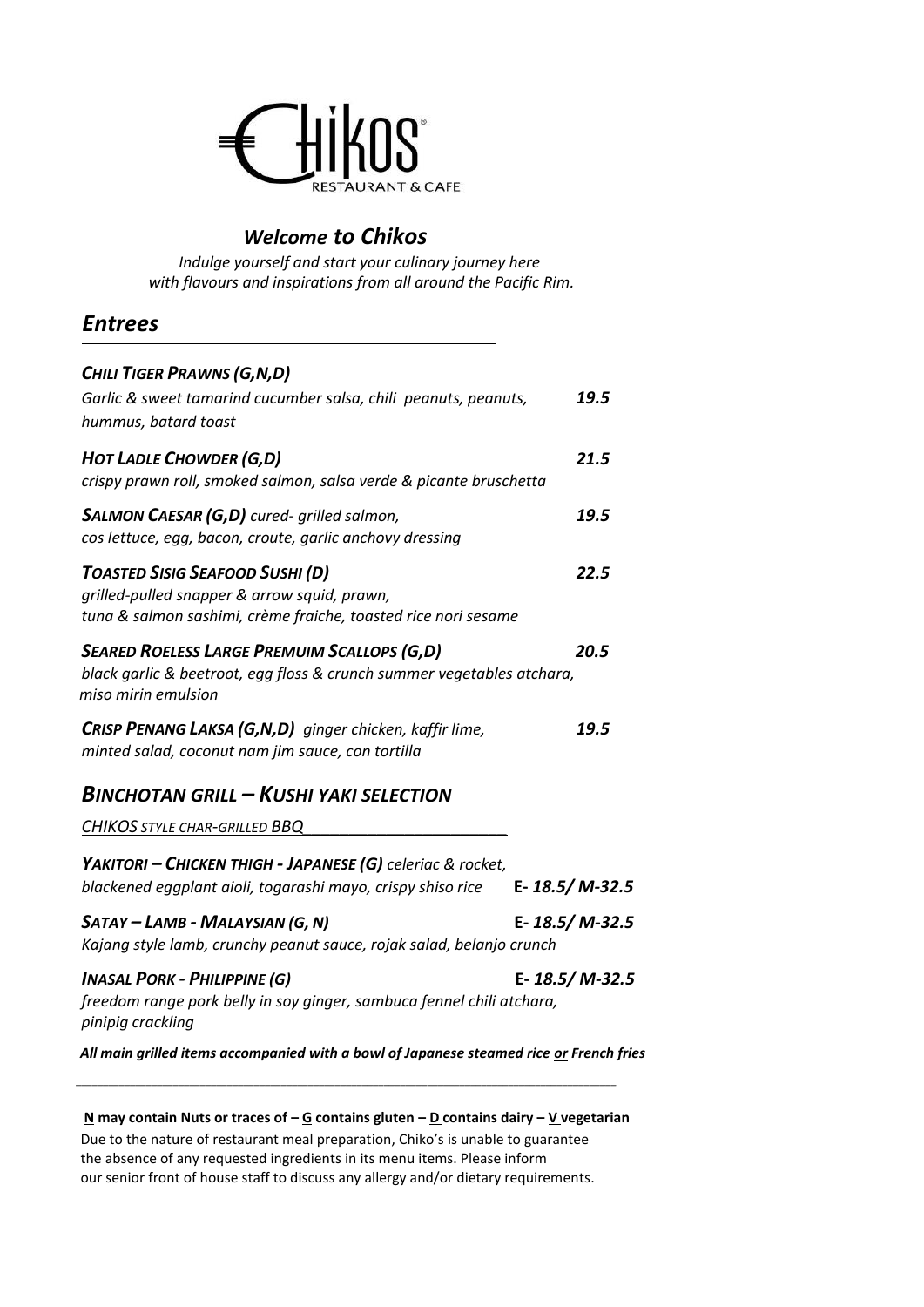# Chikos

RESTAURANT & CAFE

## *Welcome to Chikos*

*Indulge yourself and start your culinary journey here with flavours and inspirations from all around the Pacific Rim.*

## *Entrees*

***CHILI TIGER PRAWNS (G,N,D)***
*Garlic & sweet tamarind cucumber salsa, chili peanuts, peanuts, hummus, batard toast* — ***19.5***

***HOT LADLE CHOWDER (G,D)***
*crispy prawn roll, smoked salmon, salsa verde & picante bruschetta* — ***21.5***

***SALMON CAESAR (G,D)*** *cured- grilled salmon, cos lettuce, egg, bacon, croute, garlic anchovy dressing* — ***19.5***

***TOASTED SISIG SEAFOOD SUSHI (D)***
*grilled-pulled snapper & arrow squid, prawn, tuna & salmon sashimi, crème fraiche, toasted rice nori sesame* — ***22.5***

***SEARED ROELESS LARGE PREMUIM SCALLOPS (G,D)***
*black garlic & beetroot, egg floss & crunch summer vegetables atchara, miso mirin emulsion* — ***20.5***

***CRISP PENANG LAKSA (G,N,D)*** *ginger chicken, kaffir lime, minted salad, coconut nam jim sauce, con tortilla* — ***19.5***

## *BINCHOTAN GRILL – KUSHI YAKI SELECTION*

*CHIKOS STYLE CHAR-GRILLED BBQ*

***YAKITORI – CHICKEN THIGH - JAPANESE (G)*** *celeriac & rocket, blackened eggplant aioli, togarashi mayo, crispy shiso rice* — **E-** ***18.5/ M-32.5***

***SATAY – LAMB - MALAYSIAN (G, N)*** — **E-** ***18.5/ M-32.5***
*Kajang style lamb, crunchy peanut sauce, rojak salad, belanjo crunch*

***INASAL PORK - PHILIPPINE (G)*** — **E-** ***18.5/ M-32.5***
*freedom range pork belly in soy ginger, sambuca fennel chili atchara, pinipig crackling*

***All main grilled items accompanied with a bowl of Japanese steamed rice or French fries***

---

**N may contain Nuts or traces of – G contains gluten – D contains dairy – V vegetarian**

Due to the nature of restaurant meal preparation, Chiko's is unable to guarantee the absence of any requested ingredients in its menu items. Please inform our senior front of house staff to discuss any allergy and/or dietary requirements.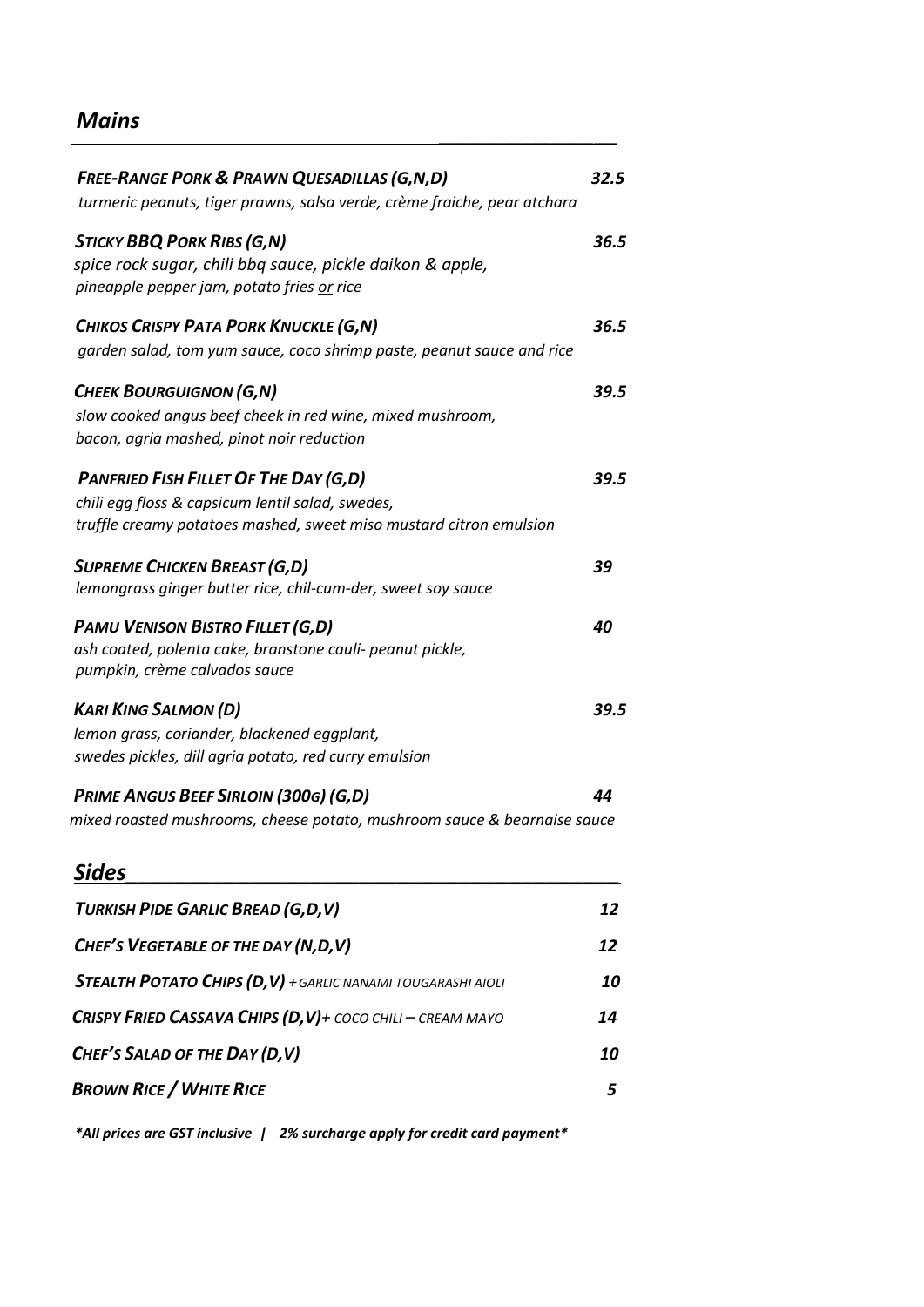## *Mains*

***FREE-RANGE PORK & PRAWN QUESADILLAS (G,N,D)*** ***32.5***
*turmeric peanuts, tiger prawns, salsa verde, crème fraiche, pear atchara*

***STICKY BBQ PORK RIBS (G,N)*** ***36.5***
*spice rock sugar, chili bbq sauce, pickle daikon & apple,*
*pineapple pepper jam, potato fries or rice*

***CHIKOS CRISPY PATA PORK KNUCKLE (G,N)*** ***36.5***
*garden salad, tom yum sauce, coco shrimp paste, peanut sauce and rice*

***CHEEK BOURGUIGNON (G,N)*** ***39.5***
*slow cooked angus beef cheek in red wine, mixed mushroom,*
*bacon, agria mashed, pinot noir reduction*

***PANFRIED FISH FILLET OF THE DAY (G,D)*** ***39.5***
*chili egg floss & capsicum lentil salad, swedes,*
*truffle creamy potatoes mashed, sweet miso mustard citron emulsion*

***SUPREME CHICKEN BREAST (G,D)*** ***39***
*lemongrass ginger butter rice, chil-cum-der, sweet soy sauce*

***PAMU VENISON BISTRO FILLET (G,D)*** ***40***
*ash coated, polenta cake, branstone cauli- peanut pickle,*
*pumpkin, crème calvados sauce*

***KARI KING SALMON (D)*** ***39.5***
*lemon grass, coriander, blackened eggplant,*
*swedes pickles, dill agria potato, red curry emulsion*

***PRIME ANGUS BEEF SIRLOIN (300G) (G,D)*** ***44***
*mixed roasted mushrooms, cheese potato, mushroom sauce & bearnaise sauce*

## *Sides*

***TURKISH PIDE GARLIC BREAD (G,D,V)*** ***12***

***CHEF'S VEGETABLE OF THE DAY (N,D,V)*** ***12***

***STEALTH POTATO CHIPS (D,V)*** *+ GARLIC NANAMI TOUGARASHI AIOLI* ***10***

***CRISPY FRIED CASSAVA CHIPS (D,V)*** *+ COCO CHILI – CREAM MAYO* ***14***

***CHEF'S SALAD OF THE DAY (D,V)*** ***10***

***BROWN RICE / WHITE RICE*** ***5***

***All prices are GST inclusive | 2% surcharge apply for credit card payment***